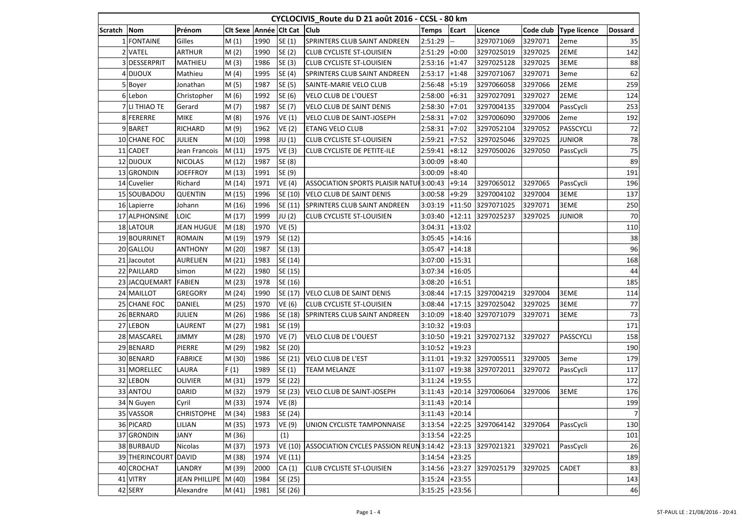# CYCLOCIVIS_Route du D 21 août 2016 - CCSL - 80 km

| Scratch | Nom | Prénom | Clt Sexe | Année | Clt Cat | Club | Temps | Ecart | Licence | Code club | Type licence | Dossard |
|---|---|---|---|---|---|---|---|---|---|---|---|---|
| 1 | FONTAINE | Gilles | M (1) | 1990 | SE (1) | SPRINTERS CLUB SAINT ANDREEN | 2:51:29 | -- | 3297071069 | 3297071 | 2eme | 35 |
| 2 | VATEL | ARTHUR | M (2) | 1990 | SE (2) | CLUB CYCLISTE ST-LOUISIEN | 2:51:29 | +0:00 | 3297025019 | 3297025 | 2EME | 142 |
| 3 | DESSERPRIT | MATHIEU | M (3) | 1986 | SE (3) | CLUB CYCLISTE ST-LOUISIEN | 2:53:16 | +1:47 | 3297025128 | 3297025 | 3EME | 88 |
| 4 | DIJOUX | Mathieu | M (4) | 1995 | SE (4) | SPRINTERS CLUB SAINT ANDREEN | 2:53:17 | +1:48 | 3297071067 | 3297071 | 3eme | 62 |
| 5 | Boyer | Jonathan | M (5) | 1987 | SE (5) | SAINTE-MARIE VELO CLUB | 2:56:48 | +5:19 | 3297066058 | 3297066 | 2EME | 259 |
| 6 | Lebon | Christopher | M (6) | 1992 | SE (6) | VELO CLUB DE L'OUEST | 2:58:00 | +6:31 | 3297027091 | 3297027 | 2EME | 124 |
| 7 | LI THIAO TE | Gerard | M (7) | 1987 | SE (7) | VELO CLUB DE SAINT DENIS | 2:58:30 | +7:01 | 3297004135 | 3297004 | PassCycli | 253 |
| 8 | FERERRE | MIKE | M (8) | 1976 | VE (1) | VELO CLUB DE SAINT-JOSEPH | 2:58:31 | +7:02 | 3297006090 | 3297006 | 2eme | 192 |
| 9 | BARET | RICHARD | M (9) | 1962 | VE (2) | ETANG VELO CLUB | 2:58:31 | +7:02 | 3297052104 | 3297052 | PASSCYCLI | 72 |
| 10 | CHANE FOC | JULIEN | M (10) | 1998 | JU (1) | CLUB CYCLISTE ST-LOUISIEN | 2:59:21 | +7:52 | 3297025046 | 3297025 | JUNIOR | 78 |
| 11 | CADET | Jean Francois | M (11) | 1975 | VE (3) | CLUB CYCLISTE DE PETITE-ILE | 2:59:41 | +8:12 | 3297050026 | 3297050 | PassCycli | 75 |
| 12 | DIJOUX | NICOLAS | M (12) | 1987 | SE (8) | | 3:00:09 | +8:40 | | | | 89 |
| 13 | GRONDIN | JOEFFROY | M (13) | 1991 | SE (9) | | 3:00:09 | +8:40 | | | | 191 |
| 14 | Cuvelier | Richard | M (14) | 1971 | VE (4) | ASSOCIATION SPORTS PLAISIR NATUI | 3:00:43 | +9:14 | 3297065012 | 3297065 | PassCycli | 196 |
| 15 | SOUBADOU | QUENTIN | M (15) | 1996 | SE (10) | VELO CLUB DE SAINT DENIS | 3:00:58 | +9:29 | 3297004102 | 3297004 | 3EME | 137 |
| 16 | Lapierre | Johann | M (16) | 1996 | SE (11) | SPRINTERS CLUB SAINT ANDREEN | 3:03:19 | +11:50 | 3297071025 | 3297071 | 3EME | 250 |
| 17 | ALPHONSINE | LOIC | M (17) | 1999 | JU (2) | CLUB CYCLISTE ST-LOUISIEN | 3:03:40 | +12:11 | 3297025237 | 3297025 | JUNIOR | 70 |
| 18 | LATOUR | JEAN HUGUE | M (18) | 1970 | VE (5) | | 3:04:31 | +13:02 | | | | 110 |
| 19 | BOURRINET | ROMAIN | M (19) | 1979 | SE (12) | | 3:05:45 | +14:16 | | | | 38 |
| 20 | GALLOU | ANTHONY | M (20) | 1987 | SE (13) | | 3:05:47 | +14:18 | | | | 96 |
| 21 | Jacoutot | AURELIEN | M (21) | 1983 | SE (14) | | 3:07:00 | +15:31 | | | | 168 |
| 22 | PAILLARD | simon | M (22) | 1980 | SE (15) | | 3:07:34 | +16:05 | | | | 44 |
| 23 | JACQUEMART | FABIEN | M (23) | 1978 | SE (16) | | 3:08:20 | +16:51 | | | | 185 |
| 24 | MAILLOT | GREGORY | M (24) | 1990 | SE (17) | VELO CLUB DE SAINT DENIS | 3:08:44 | +17:15 | 3297004219 | 3297004 | 3EME | 114 |
| 25 | CHANE FOC | DANIEL | M (25) | 1970 | VE (6) | CLUB CYCLISTE ST-LOUISIEN | 3:08:44 | +17:15 | 3297025042 | 3297025 | 3EME | 77 |
| 26 | BERNARD | JULIEN | M (26) | 1986 | SE (18) | SPRINTERS CLUB SAINT ANDREEN | 3:10:09 | +18:40 | 3297071079 | 3297071 | 3EME | 73 |
| 27 | LEBON | LAURENT | M (27) | 1981 | SE (19) | | 3:10:32 | +19:03 | | | | 171 |
| 28 | MASCAREL | JIMMY | M (28) | 1970 | VE (7) | VELO CLUB DE L'OUEST | 3:10:50 | +19:21 | 3297027132 | 3297027 | PASSCYCLI | 158 |
| 29 | BENARD | PIERRE | M (29) | 1982 | SE (20) | | 3:10:52 | +19:23 | | | | 190 |
| 30 | BENARD | FABRICE | M (30) | 1986 | SE (21) | VELO CLUB DE L'EST | 3:11:01 | +19:32 | 3297005511 | 3297005 | 3eme | 179 |
| 31 | MORELLEC | LAURA | F (1) | 1989 | SE (1) | TEAM MELANZE | 3:11:07 | +19:38 | 3297072011 | 3297072 | PassCycli | 117 |
| 32 | LEBON | OLIVIER | M (31) | 1979 | SE (22) | | 3:11:24 | +19:55 | | | | 172 |
| 33 | ANTOU | DARID | M (32) | 1979 | SE (23) | VELO CLUB DE SAINT-JOSEPH | 3:11:43 | +20:14 | 3297006064 | 3297006 | 3EME | 176 |
| 34 | N Guyen | Cyril | M (33) | 1974 | VE (8) | | 3:11:43 | +20:14 | | | | 199 |
| 35 | VASSOR | CHRISTOPHE | M (34) | 1983 | SE (24) | | 3:11:43 | +20:14 | | | | 7 |
| 36 | PICARD | LILIAN | M (35) | 1973 | VE (9) | UNION CYCLISTE TAMPONNAISE | 3:13:54 | +22:25 | 3297064142 | 3297064 | PassCycli | 130 |
| 37 | GRONDIN | JANY | M (36) | | (1) | | 3:13:54 | +22:25 | | | | 101 |
| 38 | BURBAUD | Nicolas | M (37) | 1973 | VE (10) | ASSOCIATION CYCLES PASSION REUN | 3:14:42 | +23:13 | 3297021321 | 3297021 | PassCycli | 26 |
| 39 | THERINCOURT | DAVID | M (38) | 1974 | VE (11) | | 3:14:54 | +23:25 | | | | 189 |
| 40 | CROCHAT | LANDRY | M (39) | 2000 | CA (1) | CLUB CYCLISTE ST-LOUISIEN | 3:14:56 | +23:27 | 3297025179 | 3297025 | CADET | 83 |
| 41 | VITRY | JEAN PHILLIPE | M (40) | 1984 | SE (25) | | 3:15:24 | +23:55 | | | | 143 |
| 42 | SERY | Alexandre | M (41) | 1981 | SE (26) | | 3:15:25 | +23:56 | | | | 46 |

ST-PAUL LE : 21/08/2016 - 20:41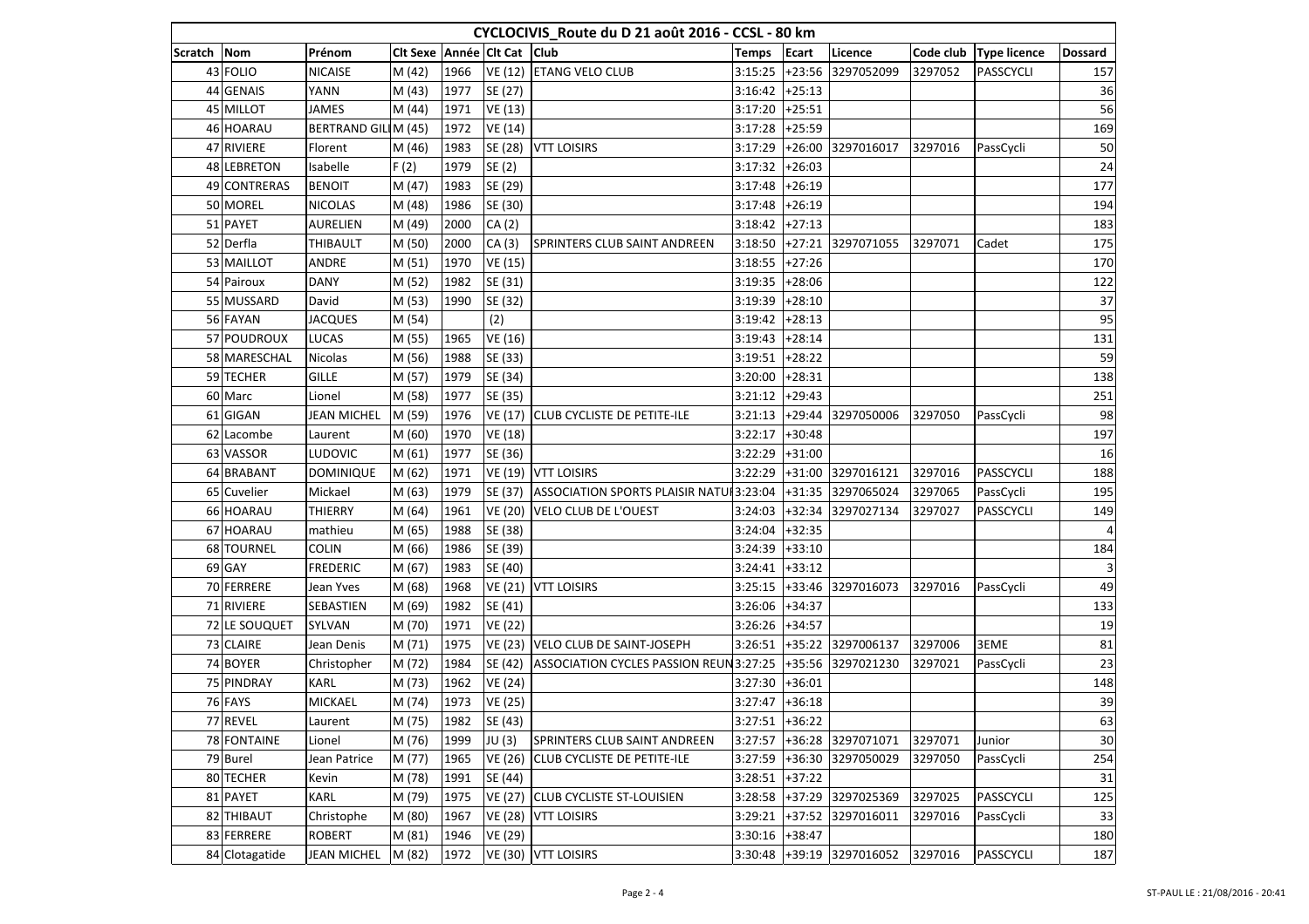| CYCLOCIVIS_Route du D 21 août 2016 - CCSL - 80 km | | | | | | | | | | | | |
|---|---|---|---|---|---|---|---|---|---|---|---|---|
| Scratch | Nom | Prénom | Clt Sexe | Année | Clt Cat | Club | Temps | Ecart | Licence | Code club | Type licence | Dossard |
| 43 | FOLIO | NICAISE | M (42) | 1966 | VE (12) | ETANG VELO CLUB | 3:15:25 | +23:56 | 3297052099 | 3297052 | PASSCYCLI | 157 |
| 44 | GENAIS | YANN | M (43) | 1977 | SE (27) | | 3:16:42 | +25:13 | | | | 36 |
| 45 | MILLOT | JAMES | M (44) | 1971 | VE (13) | | 3:17:20 | +25:51 | | | | 56 |
| 46 | HOARAU | BERTRAND GIL | M (45) | 1972 | VE (14) | | 3:17:28 | +25:59 | | | | 169 |
| 47 | RIVIERE | Florent | M (46) | 1983 | SE (28) | VTT LOISIRS | 3:17:29 | +26:00 | 3297016017 | 3297016 | PassCycli | 50 |
| 48 | LEBRETON | Isabelle | F (2) | 1979 | SE (2) | | 3:17:32 | +26:03 | | | | 24 |
| 49 | CONTRERAS | BENOIT | M (47) | 1983 | SE (29) | | 3:17:48 | +26:19 | | | | 177 |
| 50 | MOREL | NICOLAS | M (48) | 1986 | SE (30) | | 3:17:48 | +26:19 | | | | 194 |
| 51 | PAYET | AURELIEN | M (49) | 2000 | CA (2) | | 3:18:42 | +27:13 | | | | 183 |
| 52 | Derfla | THIBAULT | M (50) | 2000 | CA (3) | SPRINTERS CLUB SAINT ANDREEN | 3:18:50 | +27:21 | 3297071055 | 3297071 | Cadet | 175 |
| 53 | MAILLOT | ANDRE | M (51) | 1970 | VE (15) | | 3:18:55 | +27:26 | | | | 170 |
| 54 | Pairoux | DANY | M (52) | 1982 | SE (31) | | 3:19:35 | +28:06 | | | | 122 |
| 55 | MUSSARD | David | M (53) | 1990 | SE (32) | | 3:19:39 | +28:10 | | | | 37 |
| 56 | FAYAN | JACQUES | M (54) | | (2) | | 3:19:42 | +28:13 | | | | 95 |
| 57 | POUDROUX | LUCAS | M (55) | 1965 | VE (16) | | 3:19:43 | +28:14 | | | | 131 |
| 58 | MARESCHAL | Nicolas | M (56) | 1988 | SE (33) | | 3:19:51 | +28:22 | | | | 59 |
| 59 | TECHER | GILLE | M (57) | 1979 | SE (34) | | 3:20:00 | +28:31 | | | | 138 |
| 60 | Marc | Lionel | M (58) | 1977 | SE (35) | | 3:21:12 | +29:43 | | | | 251 |
| 61 | GIGAN | JEAN MICHEL | M (59) | 1976 | VE (17) | CLUB CYCLISTE DE PETITE-ILE | 3:21:13 | +29:44 | 3297050006 | 3297050 | PassCycli | 98 |
| 62 | Lacombe | Laurent | M (60) | 1970 | VE (18) | | 3:22:17 | +30:48 | | | | 197 |
| 63 | VASSOR | LUDOVIC | M (61) | 1977 | SE (36) | | 3:22:29 | +31:00 | | | | 16 |
| 64 | BRABANT | DOMINIQUE | M (62) | 1971 | VE (19) | VTT LOISIRS | 3:22:29 | +31:00 | 3297016121 | 3297016 | PASSCYCLI | 188 |
| 65 | Cuvelier | Mickael | M (63) | 1979 | SE (37) | ASSOCIATION SPORTS PLAISIR NATU | 3:23:04 | +31:35 | 3297065024 | 3297065 | PassCycli | 195 |
| 66 | HOARAU | THIERRY | M (64) | 1961 | VE (20) | VELO CLUB DE L'OUEST | 3:24:03 | +32:34 | 3297027134 | 3297027 | PASSCYCLI | 149 |
| 67 | HOARAU | mathieu | M (65) | 1988 | SE (38) | | 3:24:04 | +32:35 | | | | 4 |
| 68 | TOURNEL | COLIN | M (66) | 1986 | SE (39) | | 3:24:39 | +33:10 | | | | 184 |
| 69 | GAY | FREDERIC | M (67) | 1983 | SE (40) | | 3:24:41 | +33:12 | | | | 3 |
| 70 | FERRERE | Jean Yves | M (68) | 1968 | VE (21) | VTT LOISIRS | 3:25:15 | +33:46 | 3297016073 | 3297016 | PassCycli | 49 |
| 71 | RIVIERE | SEBASTIEN | M (69) | 1982 | SE (41) | | 3:26:06 | +34:37 | | | | 133 |
| 72 | LE SOUQUET | SYLVAN | M (70) | 1971 | VE (22) | | 3:26:26 | +34:57 | | | | 19 |
| 73 | CLAIRE | Jean Denis | M (71) | 1975 | VE (23) | VELO CLUB DE SAINT-JOSEPH | 3:26:51 | +35:22 | 3297006137 | 3297006 | 3EME | 81 |
| 74 | BOYER | Christopher | M (72) | 1984 | SE (42) | ASSOCIATION CYCLES PASSION REUN | 3:27:25 | +35:56 | 3297021230 | 3297021 | PassCycli | 23 |
| 75 | PINDRAY | KARL | M (73) | 1962 | VE (24) | | 3:27:30 | +36:01 | | | | 148 |
| 76 | FAYS | MICKAEL | M (74) | 1973 | VE (25) | | 3:27:47 | +36:18 | | | | 39 |
| 77 | REVEL | Laurent | M (75) | 1982 | SE (43) | | 3:27:51 | +36:22 | | | | 63 |
| 78 | FONTAINE | Lionel | M (76) | 1999 | JU (3) | SPRINTERS CLUB SAINT ANDREEN | 3:27:57 | +36:28 | 3297071071 | 3297071 | Junior | 30 |
| 79 | Burel | Jean Patrice | M (77) | 1965 | VE (26) | CLUB CYCLISTE DE PETITE-ILE | 3:27:59 | +36:30 | 3297050029 | 3297050 | PassCycli | 254 |
| 80 | TECHER | Kevin | M (78) | 1991 | SE (44) | | 3:28:51 | +37:22 | | | | 31 |
| 81 | PAYET | KARL | M (79) | 1975 | VE (27) | CLUB CYCLISTE ST-LOUISIEN | 3:28:58 | +37:29 | 3297025369 | 3297025 | PASSCYCLI | 125 |
| 82 | THIBAUT | Christophe | M (80) | 1967 | VE (28) | VTT LOISIRS | 3:29:21 | +37:52 | 3297016011 | 3297016 | PassCycli | 33 |
| 83 | FERRERE | ROBERT | M (81) | 1946 | VE (29) | | 3:30:16 | +38:47 | | | | 180 |
| 84 | Clotagatide | JEAN MICHEL | M (82) | 1972 | VE (30) | VTT LOISIRS | 3:30:48 | +39:19 | 3297016052 | 3297016 | PASSCYCLI | 187 |

ST-PAUL LE : 21/08/2016 - 20:41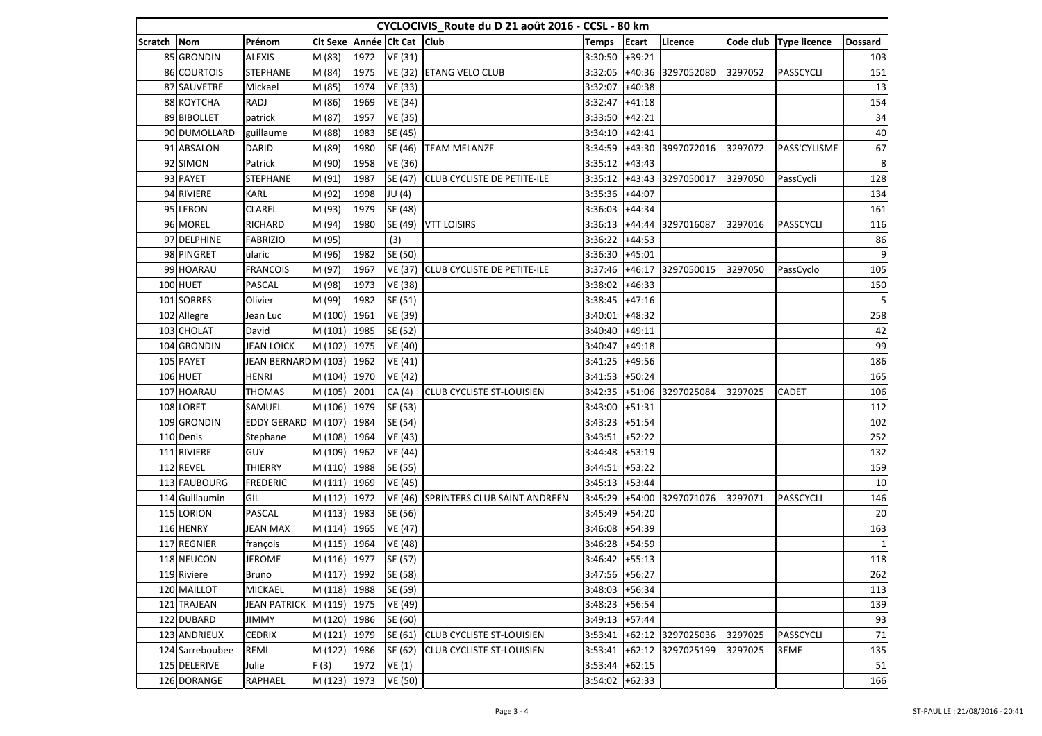# CYCLOCIVIS_Route du D 21 août 2016 - CCSL - 80 km

| Scratch | Nom | Prénom | Clt Sexe | Année | Clt Cat | Club | Temps | Ecart | Licence | Code club | Type licence | Dossard |
|---|---|---|---|---|---|---|---|---|---|---|---|---|
| 85 | GRONDIN | ALEXIS | M (83) | 1972 | VE (31) | | 3:30:50 | +39:21 | | | | 103 |
| 86 | COURTOIS | STEPHANE | M (84) | 1975 | VE (32) | ETANG VELO CLUB | 3:32:05 | +40:36 | 3297052080 | 3297052 | PASSCYCLI | 151 |
| 87 | SAUVETRE | Mickael | M (85) | 1974 | VE (33) | | 3:32:07 | +40:38 | | | | 13 |
| 88 | KOYTCHA | RADJ | M (86) | 1969 | VE (34) | | 3:32:47 | +41:18 | | | | 154 |
| 89 | BIBOLLET | patrick | M (87) | 1957 | VE (35) | | 3:33:50 | +42:21 | | | | 34 |
| 90 | DUMOLLARD | guillaume | M (88) | 1983 | SE (45) | | 3:34:10 | +42:41 | | | | 40 |
| 91 | ABSALON | DARID | M (89) | 1980 | SE (46) | TEAM MELANZE | 3:34:59 | +43:30 | 3997072016 | 3297072 | PASS'CYLISME | 67 |
| 92 | SIMON | Patrick | M (90) | 1958 | VE (36) | | 3:35:12 | +43:43 | | | | 8 |
| 93 | PAYET | STEPHANE | M (91) | 1987 | SE (47) | CLUB CYCLISTE DE PETITE-ILE | 3:35:12 | +43:43 | 3297050017 | 3297050 | PassCycli | 128 |
| 94 | RIVIERE | KARL | M (92) | 1998 | JU (4) | | 3:35:36 | +44:07 | | | | 134 |
| 95 | LEBON | CLAREL | M (93) | 1979 | SE (48) | | 3:36:03 | +44:34 | | | | 161 |
| 96 | MOREL | RICHARD | M (94) | 1980 | SE (49) | VTT LOISIRS | 3:36:13 | +44:44 | 3297016087 | 3297016 | PASSCYCLI | 116 |
| 97 | DELPHINE | FABRIZIO | M (95) | | (3) | | 3:36:22 | +44:53 | | | | 86 |
| 98 | PINGRET | ularic | M (96) | 1982 | SE (50) | | 3:36:30 | +45:01 | | | | 9 |
| 99 | HOARAU | FRANCOIS | M (97) | 1967 | VE (37) | CLUB CYCLISTE DE PETITE-ILE | 3:37:46 | +46:17 | 3297050015 | 3297050 | PassCyclo | 105 |
| 100 | HUET | PASCAL | M (98) | 1973 | VE (38) | | 3:38:02 | +46:33 | | | | 150 |
| 101 | SORRES | Olivier | M (99) | 1982 | SE (51) | | 3:38:45 | +47:16 | | | | 5 |
| 102 | Allegre | Jean Luc | M (100) | 1961 | VE (39) | | 3:40:01 | +48:32 | | | | 258 |
| 103 | CHOLAT | David | M (101) | 1985 | SE (52) | | 3:40:40 | +49:11 | | | | 42 |
| 104 | GRONDIN | JEAN LOICK | M (102) | 1975 | VE (40) | | 3:40:47 | +49:18 | | | | 99 |
| 105 | PAYET | JEAN BERNARD | M (103) | 1962 | VE (41) | | 3:41:25 | +49:56 | | | | 186 |
| 106 | HUET | HENRI | M (104) | 1970 | VE (42) | | 3:41:53 | +50:24 | | | | 165 |
| 107 | HOARAU | THOMAS | M (105) | 2001 | CA (4) | CLUB CYCLISTE ST-LOUISIEN | 3:42:35 | +51:06 | 3297025084 | 3297025 | CADET | 106 |
| 108 | LORET | SAMUEL | M (106) | 1979 | SE (53) | | 3:43:00 | +51:31 | | | | 112 |
| 109 | GRONDIN | EDDY GERARD | M (107) | 1984 | SE (54) | | 3:43:23 | +51:54 | | | | 102 |
| 110 | Denis | Stephane | M (108) | 1964 | VE (43) | | 3:43:51 | +52:22 | | | | 252 |
| 111 | RIVIERE | GUY | M (109) | 1962 | VE (44) | | 3:44:48 | +53:19 | | | | 132 |
| 112 | REVEL | THIERRY | M (110) | 1988 | SE (55) | | 3:44:51 | +53:22 | | | | 159 |
| 113 | FAUBOURG | FREDERIC | M (111) | 1969 | VE (45) | | 3:45:13 | +53:44 | | | | 10 |
| 114 | Guillaumin | GIL | M (112) | 1972 | VE (46) | SPRINTERS CLUB SAINT ANDREEN | 3:45:29 | +54:00 | 3297071076 | 3297071 | PASSCYCLI | 146 |
| 115 | LORION | PASCAL | M (113) | 1983 | SE (56) | | 3:45:49 | +54:20 | | | | 20 |
| 116 | HENRY | JEAN MAX | M (114) | 1965 | VE (47) | | 3:46:08 | +54:39 | | | | 163 |
| 117 | REGNIER | françois | M (115) | 1964 | VE (48) | | 3:46:28 | +54:59 | | | | 1 |
| 118 | NEUCON | JEROME | M (116) | 1977 | SE (57) | | 3:46:42 | +55:13 | | | | 118 |
| 119 | Riviere | Bruno | M (117) | 1992 | SE (58) | | 3:47:56 | +56:27 | | | | 262 |
| 120 | MAILLOT | MICKAEL | M (118) | 1988 | SE (59) | | 3:48:03 | +56:34 | | | | 113 |
| 121 | TRAJEAN | JEAN PATRICK | M (119) | 1975 | VE (49) | | 3:48:23 | +56:54 | | | | 139 |
| 122 | DUBARD | JIMMY | M (120) | 1986 | SE (60) | | 3:49:13 | +57:44 | | | | 93 |
| 123 | ANDRIEUX | CEDRIX | M (121) | 1979 | SE (61) | CLUB CYCLISTE ST-LOUISIEN | 3:53:41 | +62:12 | 3297025036 | 3297025 | PASSCYCLI | 71 |
| 124 | Sarreboubee | REMI | M (122) | 1986 | SE (62) | CLUB CYCLISTE ST-LOUISIEN | 3:53:41 | +62:12 | 3297025199 | 3297025 | 3EME | 135 |
| 125 | DELERIVE | Julie | F (3) | 1972 | VE (1) | | 3:53:44 | +62:15 | | | | 51 |
| 126 | DORANGE | RAPHAEL | M (123) | 1973 | VE (50) | | 3:54:02 | +62:33 | | | | 166 |

ST-PAUL LE : 21/08/2016 - 20:41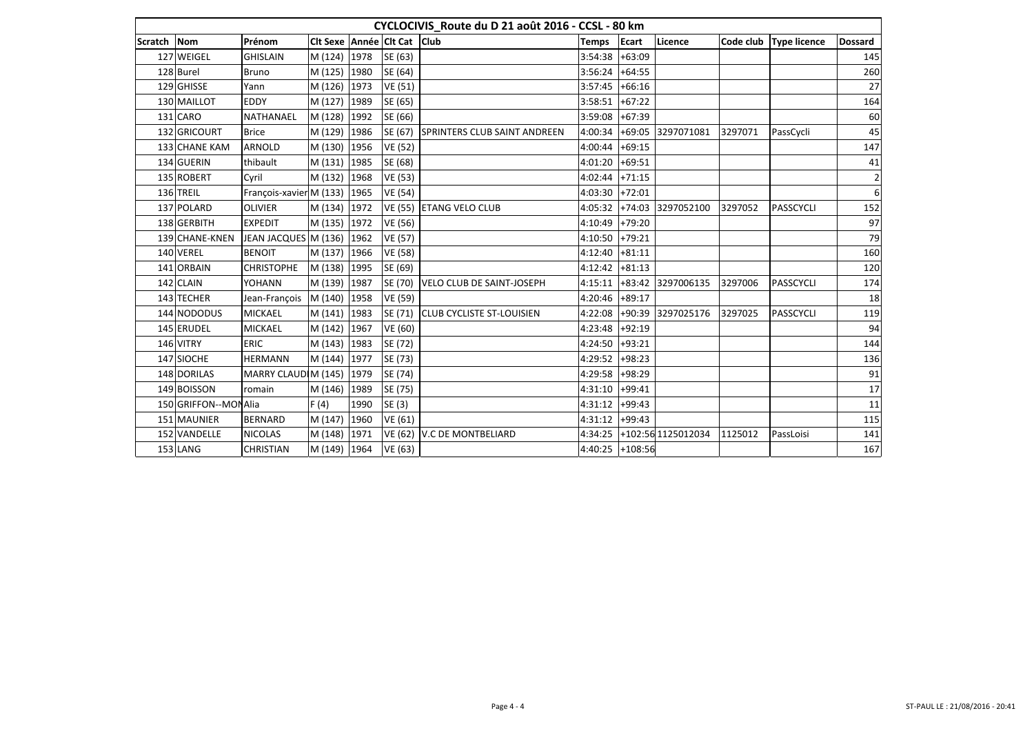# CYCLOCIVIS_Route du D 21 août 2016 - CCSL - 80 km

| Scratch | Nom | Prénom | Clt Sexe | Année | Clt Cat | Club | Temps | Ecart | Licence | Code club | Type licence | Dossard |
|---|---|---|---|---|---|---|---|---|---|---|---|---|
| 127 | WEIGEL | GHISLAIN | M (124) | 1978 | SE (63) | | 3:54:38 | +63:09 | | | | 145 |
| 128 | Burel | Bruno | M (125) | 1980 | SE (64) | | 3:56:24 | +64:55 | | | | 260 |
| 129 | GHISSE | Yann | M (126) | 1973 | VE (51) | | 3:57:45 | +66:16 | | | | 27 |
| 130 | MAILLOT | EDDY | M (127) | 1989 | SE (65) | | 3:58:51 | +67:22 | | | | 164 |
| 131 | CARO | NATHANAEL | M (128) | 1992 | SE (66) | | 3:59:08 | +67:39 | | | | 60 |
| 132 | GRICOURT | Brice | M (129) | 1986 | SE (67) | SPRINTERS CLUB SAINT ANDREEN | 4:00:34 | +69:05 | 3297071081 | 3297071 | PassCycli | 45 |
| 133 | CHANE KAM | ARNOLD | M (130) | 1956 | VE (52) | | 4:00:44 | +69:15 | | | | 147 |
| 134 | GUERIN | thibault | M (131) | 1985 | SE (68) | | 4:01:20 | +69:51 | | | | 41 |
| 135 | ROBERT | Cyril | M (132) | 1968 | VE (53) | | 4:02:44 | +71:15 | | | | 2 |
| 136 | TREIL | François-xavier | M (133) | 1965 | VE (54) | | 4:03:30 | +72:01 | | | | 6 |
| 137 | POLARD | OLIVIER | M (134) | 1972 | VE (55) | ETANG VELO CLUB | 4:05:32 | +74:03 | 3297052100 | 3297052 | PASSCYCLI | 152 |
| 138 | GERBITH | EXPEDIT | M (135) | 1972 | VE (56) | | 4:10:49 | +79:20 | | | | 97 |
| 139 | CHANE-KNEN | JEAN JACQUES | M (136) | 1962 | VE (57) | | 4:10:50 | +79:21 | | | | 79 |
| 140 | VEREL | BENOIT | M (137) | 1966 | VE (58) | | 4:12:40 | +81:11 | | | | 160 |
| 141 | ORBAIN | CHRISTOPHE | M (138) | 1995 | SE (69) | | 4:12:42 | +81:13 | | | | 120 |
| 142 | CLAIN | YOHANN | M (139) | 1987 | SE (70) | VELO CLUB DE SAINT-JOSEPH | 4:15:11 | +83:42 | 3297006135 | 3297006 | PASSCYCLI | 174 |
| 143 | TECHER | Jean-François | M (140) | 1958 | VE (59) | | 4:20:46 | +89:17 | | | | 18 |
| 144 | NODODUS | MICKAEL | M (141) | 1983 | SE (71) | CLUB CYCLISTE ST-LOUISIEN | 4:22:08 | +90:39 | 3297025176 | 3297025 | PASSCYCLI | 119 |
| 145 | ERUDEL | MICKAEL | M (142) | 1967 | VE (60) | | 4:23:48 | +92:19 | | | | 94 |
| 146 | VITRY | ERIC | M (143) | 1983 | SE (72) | | 4:24:50 | +93:21 | | | | 144 |
| 147 | SIOCHE | HERMANN | M (144) | 1977 | SE (73) | | 4:29:52 | +98:23 | | | | 136 |
| 148 | DORILAS | MARRY CLAUD | M (145) | 1979 | SE (74) | | 4:29:58 | +98:29 | | | | 91 |
| 149 | BOISSON | romain | M (146) | 1989 | SE (75) | | 4:31:10 | +99:41 | | | | 17 |
| 150 | GRIFFON--MON | Alia | F (4) | 1990 | SE (3) | | 4:31:12 | +99:43 | | | | 11 |
| 151 | MAUNIER | BERNARD | M (147) | 1960 | VE (61) | | 4:31:12 | +99:43 | | | | 115 |
| 152 | VANDELLE | NICOLAS | M (148) | 1971 | VE (62) | V.C DE MONTBELIARD | 4:34:25 | +102:56 | 1125012034 | 1125012 | PassLoisi | 141 |
| 153 | LANG | CHRISTIAN | M (149) | 1964 | VE (63) | | 4:40:25 | +108:56 | | | | 167 |

ST-PAUL LE : 21/08/2016 - 20:41